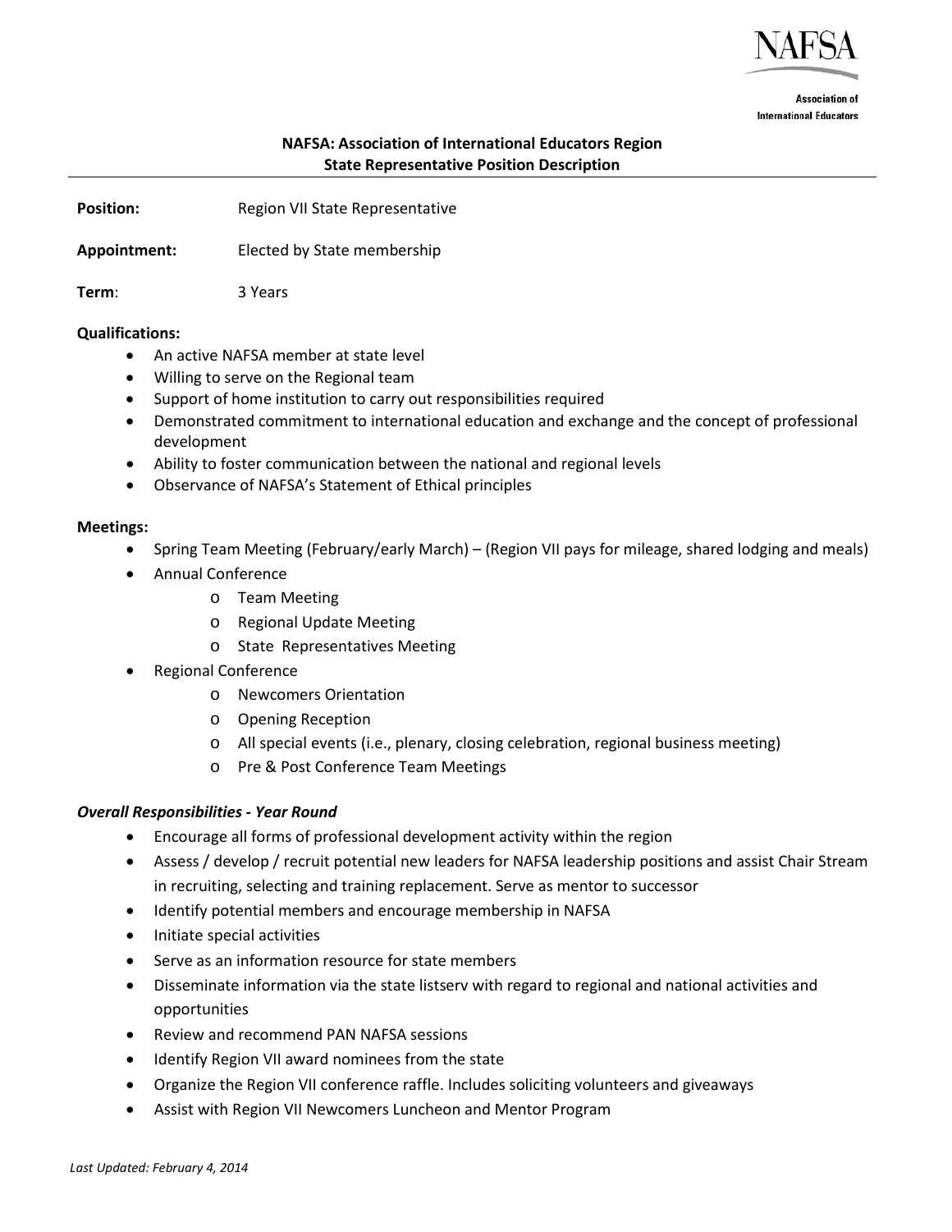NAFSA

Association of International Educators

**NAFSA: Association of International Educators Region**
**State Representative Position Description**

**Position:** Region VII State Representative

**Appointment:** Elected by State membership

**Term**: 3 Years

**Qualifications:**

- An active NAFSA member at state level
- Willing to serve on the Regional team
- Support of home institution to carry out responsibilities required
- Demonstrated commitment to international education and exchange and the concept of professional development
- Ability to foster communication between the national and regional levels
- Observance of NAFSA's Statement of Ethical principles

**Meetings:**

- Spring Team Meeting (February/early March) – (Region VII pays for mileage, shared lodging and meals)
- Annual Conference
    - Team Meeting
    - Regional Update Meeting
    - State Representatives Meeting
- Regional Conference
    - Newcomers Orientation
    - Opening Reception
    - All special events (i.e., plenary, closing celebration, regional business meeting)
    - Pre & Post Conference Team Meetings

***Overall Responsibilities - Year Round***

- Encourage all forms of professional development activity within the region
- Assess / develop / recruit potential new leaders for NAFSA leadership positions and assist Chair Stream in recruiting, selecting and training replacement. Serve as mentor to successor
- Identify potential members and encourage membership in NAFSA
- Initiate special activities
- Serve as an information resource for state members
- Disseminate information via the state listserv with regard to regional and national activities and opportunities
- Review and recommend PAN NAFSA sessions
- Identify Region VII award nominees from the state
- Organize the Region VII conference raffle. Includes soliciting volunteers and giveaways
- Assist with Region VII Newcomers Luncheon and Mentor Program

*Last Updated: February 4, 2014*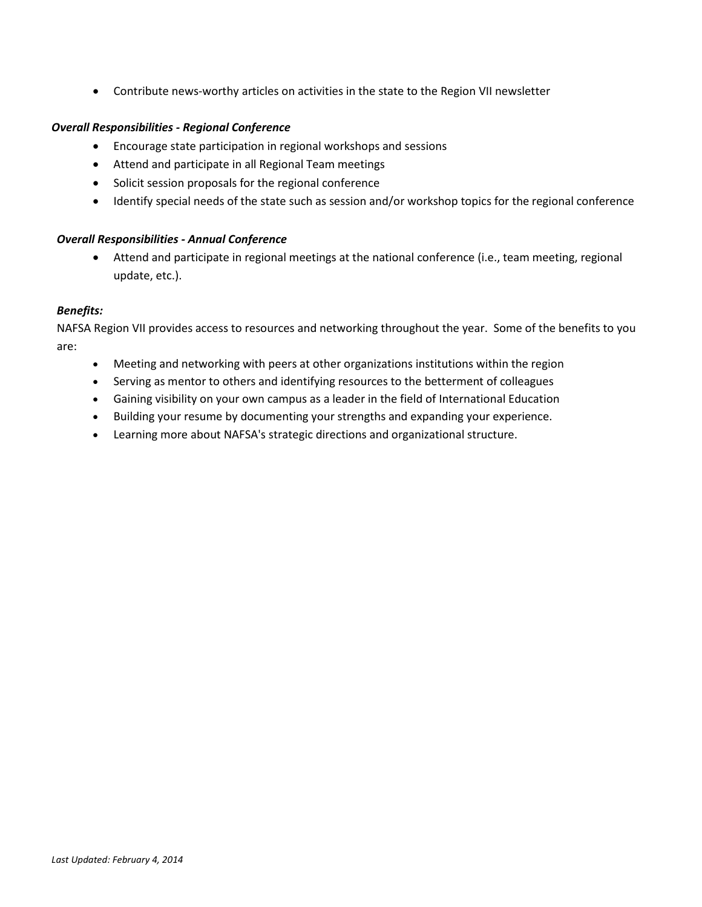- Contribute news-worthy articles on activities in the state to the Region VII newsletter

***Overall Responsibilities - Regional Conference***

- Encourage state participation in regional workshops and sessions
- Attend and participate in all Regional Team meetings
- Solicit session proposals for the regional conference
- Identify special needs of the state such as session and/or workshop topics for the regional conference

***Overall Responsibilities - Annual Conference***

- Attend and participate in regional meetings at the national conference (i.e., team meeting, regional update, etc.).

***Benefits:***

NAFSA Region VII provides access to resources and networking throughout the year. Some of the benefits to you are:

- Meeting and networking with peers at other organizations institutions within the region
- Serving as mentor to others and identifying resources to the betterment of colleagues
- Gaining visibility on your own campus as a leader in the field of International Education
- Building your resume by documenting your strengths and expanding your experience.
- Learning more about NAFSA's strategic directions and organizational structure.

*Last Updated: February 4, 2014*